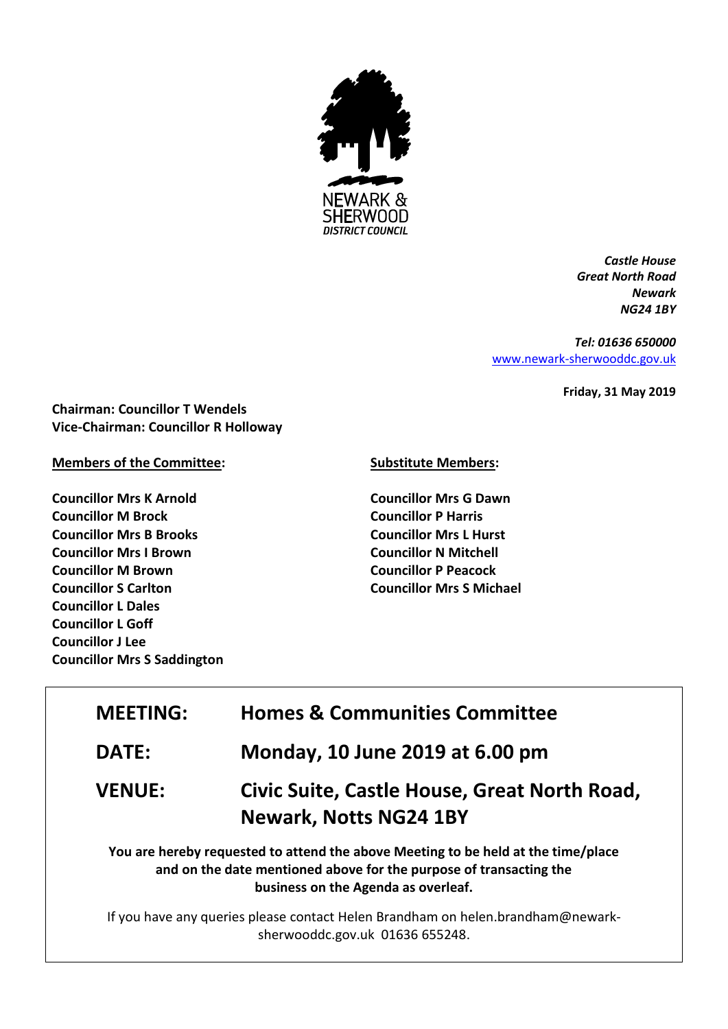NEWARK & SHERWOOD *DISTRICT COUNCIL*

***Castle House***
***Great North Road***
***Newark***
***NG24 1BY***

***Tel: 01636 650000***
[www.newark-sherwooddc.gov.uk](http://www.newark-sherwooddc.gov.uk)

**Friday, 31 May 2019**

**Chairman: Councillor T Wendels**
**Vice-Chairman: Councillor R Holloway**

**Members of the Committee:**

**Councillor Mrs K Arnold**
**Councillor M Brock**
**Councillor Mrs B Brooks**
**Councillor Mrs I Brown**
**Councillor M Brown**
**Councillor S Carlton**
**Councillor L Dales**
**Councillor L Goff**
**Councillor J Lee**
**Councillor Mrs S Saddington**

**Substitute Members:**

**Councillor Mrs G Dawn**
**Councillor P Harris**
**Councillor Mrs L Hurst**
**Councillor N Mitchell**
**Councillor P Peacock**
**Councillor Mrs S Michael**

| | |
|---|---|
| **MEETING:** | **Homes & Communities Committee** |
| **DATE:** | **Monday, 10 June 2019 at 6.00 pm** |
| **VENUE:** | **Civic Suite, Castle House, Great North Road, Newark, Notts NG24 1BY** |

**You are hereby requested to attend the above Meeting to be held at the time/place and on the date mentioned above for the purpose of transacting the business on the Agenda as overleaf.**

If you have any queries please contact Helen Brandham on helen.brandham@newark-sherwooddc.gov.uk 01636 655248.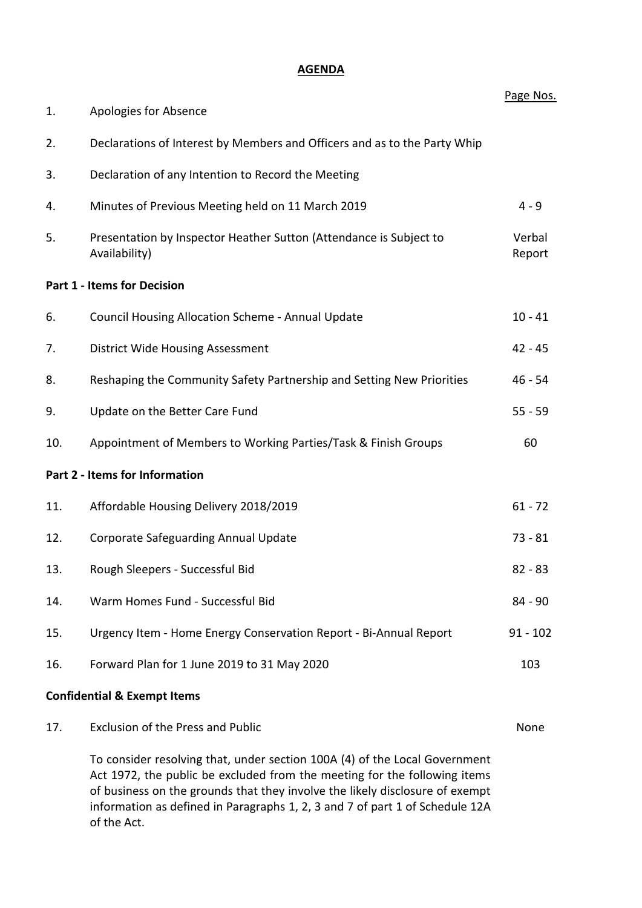# AGENDA

| | | Page Nos. |
|---|---|---|
| 1. | Apologies for Absence | |
| 2. | Declarations of Interest by Members and Officers and as to the Party Whip | |
| 3. | Declaration of any Intention to Record the Meeting | |
| 4. | Minutes of Previous Meeting held on 11 March 2019 | 4 - 9 |
| 5. | Presentation by Inspector Heather Sutton (Attendance is Subject to Availability) | Verbal Report |
| **Part 1 - Items for Decision** | | |
| 6. | Council Housing Allocation Scheme - Annual Update | 10 - 41 |
| 7. | District Wide Housing Assessment | 42 - 45 |
| 8. | Reshaping the Community Safety Partnership and Setting New Priorities | 46 - 54 |
| 9. | Update on the Better Care Fund | 55 - 59 |
| 10. | Appointment of Members to Working Parties/Task & Finish Groups | 60 |
| **Part 2 - Items for Information** | | |
| 11. | Affordable Housing Delivery 2018/2019 | 61 - 72 |
| 12. | Corporate Safeguarding Annual Update | 73 - 81 |
| 13. | Rough Sleepers - Successful Bid | 82 - 83 |
| 14. | Warm Homes Fund - Successful Bid | 84 - 90 |
| 15. | Urgency Item - Home Energy Conservation Report - Bi-Annual Report | 91 - 102 |
| 16. | Forward Plan for 1 June 2019 to 31 May 2020 | 103 |
| **Confidential & Exempt Items** | | |
| 17. | Exclusion of the Press and Public | None |

To consider resolving that, under section 100A (4) of the Local Government Act 1972, the public be excluded from the meeting for the following items of business on the grounds that they involve the likely disclosure of exempt information as defined in Paragraphs 1, 2, 3 and 7 of part 1 of Schedule 12A of the Act.